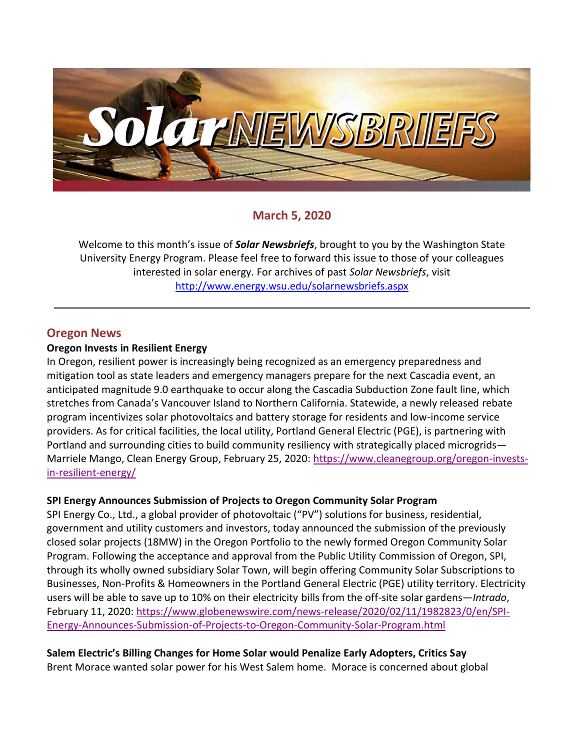# Solar NEWSBRIEFS

## March 5, 2020

Welcome to this month's issue of ***Solar Newsbriefs***, brought to you by the Washington State University Energy Program. Please feel free to forward this issue to those of your colleagues interested in solar energy. For archives of past *Solar Newsbriefs*, visit http://www.energy.wsu.edu/solarnewsbriefs.aspx

---

## Oregon News

### Oregon Invests in Resilient Energy

In Oregon, resilient power is increasingly being recognized as an emergency preparedness and mitigation tool as state leaders and emergency managers prepare for the next Cascadia event, an anticipated magnitude 9.0 earthquake to occur along the Cascadia Subduction Zone fault line, which stretches from Canada's Vancouver Island to Northern California. Statewide, a newly released rebate program incentivizes solar photovoltaics and battery storage for residents and low-income service providers. As for critical facilities, the local utility, Portland General Electric (PGE), is partnering with Portland and surrounding cities to build community resiliency with strategically placed microgrids—Marriele Mango, Clean Energy Group, February 25, 2020: https://www.cleanegroup.org/oregon-invests-in-resilient-energy/

### SPI Energy Announces Submission of Projects to Oregon Community Solar Program

SPI Energy Co., Ltd., a global provider of photovoltaic ("PV") solutions for business, residential, government and utility customers and investors, today announced the submission of the previously closed solar projects (18MW) in the Oregon Portfolio to the newly formed Oregon Community Solar Program. Following the acceptance and approval from the Public Utility Commission of Oregon, SPI, through its wholly owned subsidiary Solar Town, will begin offering Community Solar Subscriptions to Businesses, Non-Profits & Homeowners in the Portland General Electric (PGE) utility territory. Electricity users will be able to save up to 10% on their electricity bills from the off-site solar gardens—*Intrado*, February 11, 2020: https://www.globenewswire.com/news-release/2020/02/11/1982823/0/en/SPI-Energy-Announces-Submission-of-Projects-to-Oregon-Community-Solar-Program.html

### Salem Electric's Billing Changes for Home Solar would Penalize Early Adopters, Critics Say

Brent Morace wanted solar power for his West Salem home. Morace is concerned about global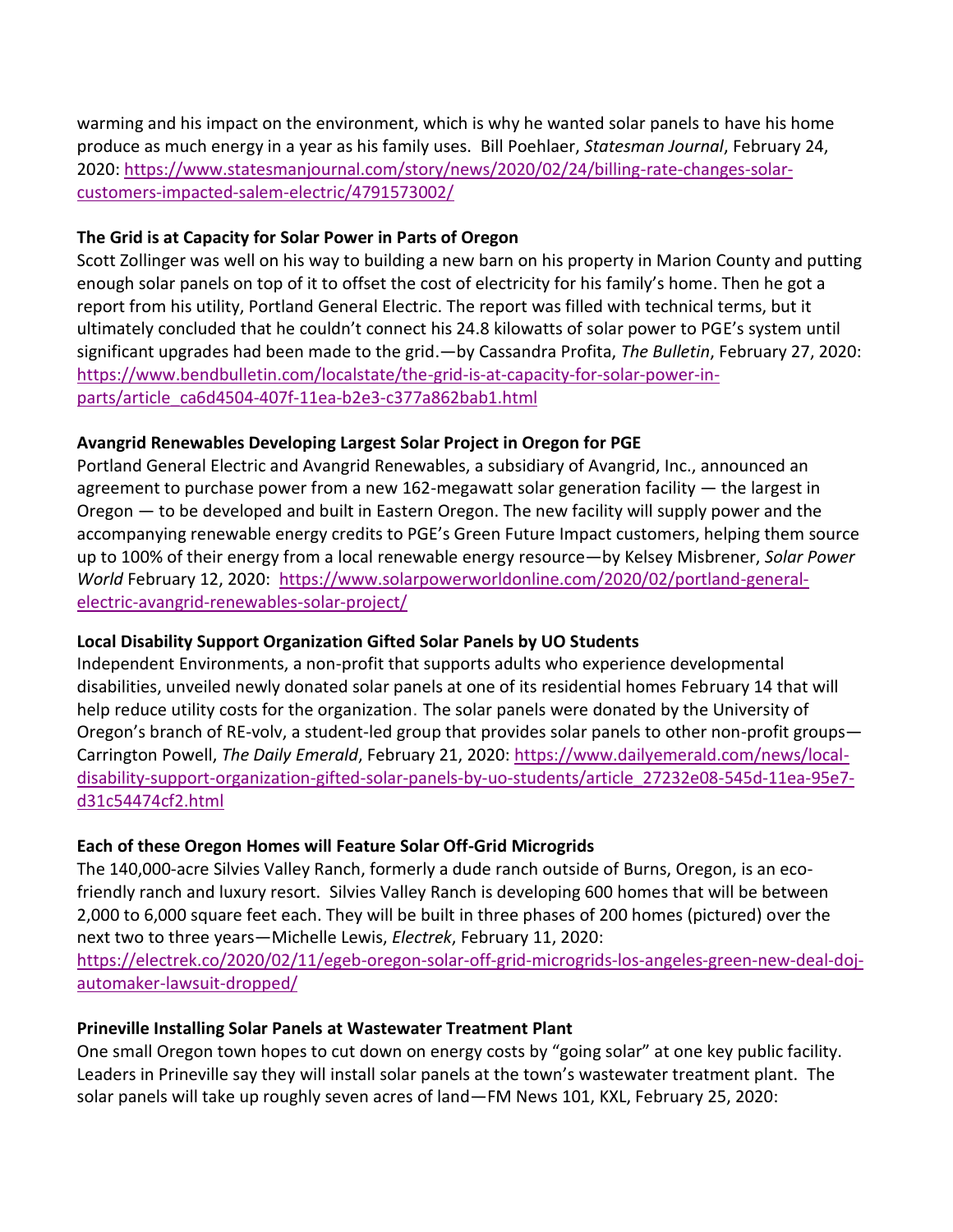warming and his impact on the environment, which is why he wanted solar panels to have his home produce as much energy in a year as his family uses. Bill Poehlaer, *Statesman Journal*, February 24, 2020: [https://www.statesmanjournal.com/story/news/2020/02/24/billing-rate-changes-solar-customers-impacted-salem-electric/4791573002/](https://www.statesmanjournal.com/story/news/2020/02/24/billing-rate-changes-solar-customers-impacted-salem-electric/4791573002/)

**The Grid is at Capacity for Solar Power in Parts of Oregon**

Scott Zollinger was well on his way to building a new barn on his property in Marion County and putting enough solar panels on top of it to offset the cost of electricity for his family's home. Then he got a report from his utility, Portland General Electric. The report was filled with technical terms, but it ultimately concluded that he couldn't connect his 24.8 kilowatts of solar power to PGE's system until significant upgrades had been made to the grid.—by Cassandra Profita, *The Bulletin*, February 27, 2020: [https://www.bendbulletin.com/localstate/the-grid-is-at-capacity-for-solar-power-in-parts/article_ca6d4504-407f-11ea-b2e3-c377a862bab1.html](https://www.bendbulletin.com/localstate/the-grid-is-at-capacity-for-solar-power-in-parts/article_ca6d4504-407f-11ea-b2e3-c377a862bab1.html)

**Avangrid Renewables Developing Largest Solar Project in Oregon for PGE**

Portland General Electric and Avangrid Renewables, a subsidiary of Avangrid, Inc., announced an agreement to purchase power from a new 162-megawatt solar generation facility — the largest in Oregon — to be developed and built in Eastern Oregon. The new facility will supply power and the accompanying renewable energy credits to PGE's Green Future Impact customers, helping them source up to 100% of their energy from a local renewable energy resource—by Kelsey Misbrener, *Solar Power World* February 12, 2020: [https://www.solarpowerworldonline.com/2020/02/portland-general-electric-avangrid-renewables-solar-project/](https://www.solarpowerworldonline.com/2020/02/portland-general-electric-avangrid-renewables-solar-project/)

**Local Disability Support Organization Gifted Solar Panels by UO Students**

Independent Environments, a non-profit that supports adults who experience developmental disabilities, unveiled newly donated solar panels at one of its residential homes February 14 that will help reduce utility costs for the organization. The solar panels were donated by the University of Oregon's branch of RE-volv, a student-led group that provides solar panels to other non-profit groups—Carrington Powell, *The Daily Emerald*, February 21, 2020: [https://www.dailyemerald.com/news/local-disability-support-organization-gifted-solar-panels-by-uo-students/article_27232e08-545d-11ea-95e7-d31c54474cf2.html](https://www.dailyemerald.com/news/local-disability-support-organization-gifted-solar-panels-by-uo-students/article_27232e08-545d-11ea-95e7-d31c54474cf2.html)

**Each of these Oregon Homes will Feature Solar Off-Grid Microgrids**

The 140,000-acre Silvies Valley Ranch, formerly a dude ranch outside of Burns, Oregon, is an eco-friendly ranch and luxury resort. Silvies Valley Ranch is developing 600 homes that will be between 2,000 to 6,000 square feet each. They will be built in three phases of 200 homes (pictured) over the next two to three years—Michelle Lewis, *Electrek*, February 11, 2020: [https://electrek.co/2020/02/11/egeb-oregon-solar-off-grid-microgrids-los-angeles-green-new-deal-doj-automaker-lawsuit-dropped/](https://electrek.co/2020/02/11/egeb-oregon-solar-off-grid-microgrids-los-angeles-green-new-deal-doj-automaker-lawsuit-dropped/)

**Prineville Installing Solar Panels at Wastewater Treatment Plant**

One small Oregon town hopes to cut down on energy costs by "going solar" at one key public facility. Leaders in Prineville say they will install solar panels at the town's wastewater treatment plant. The solar panels will take up roughly seven acres of land—FM News 101, KXL, February 25, 2020: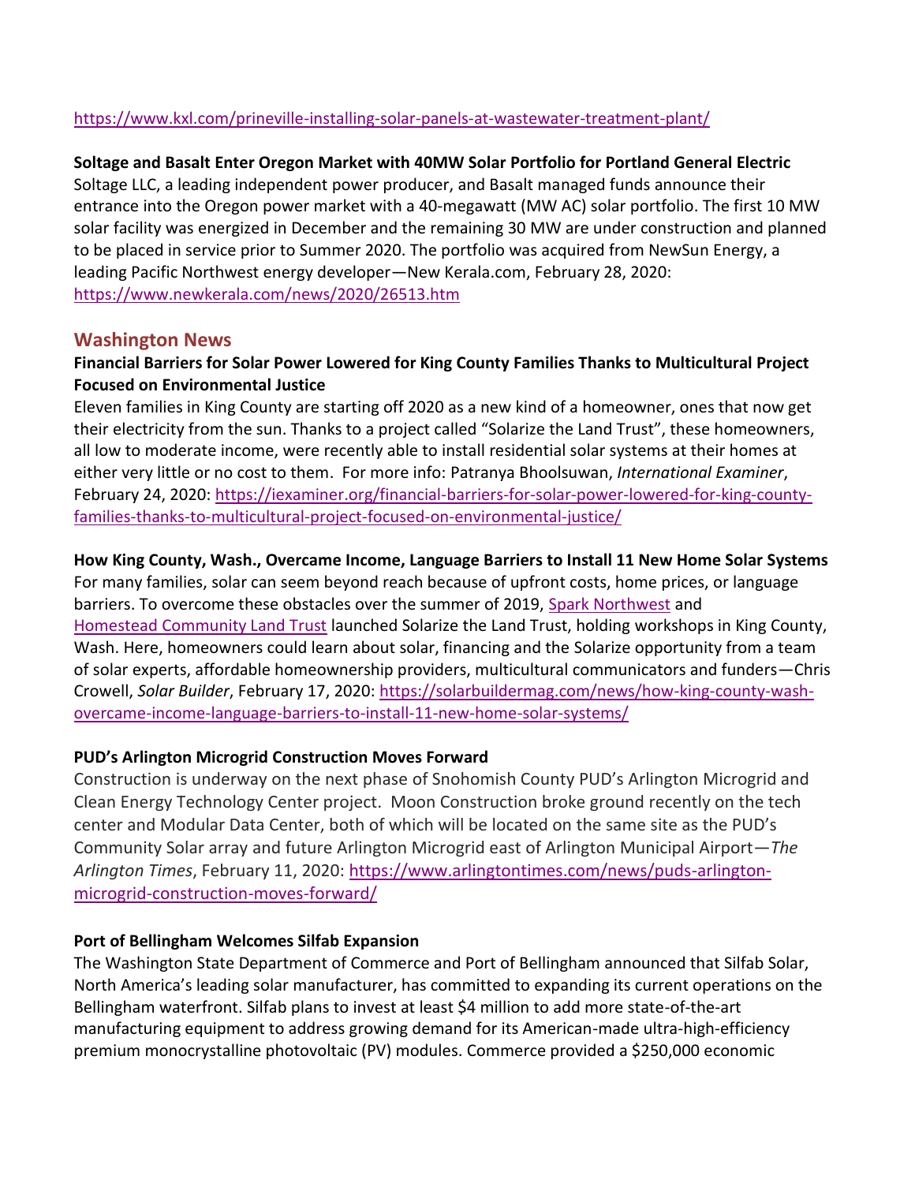https://www.kxl.com/prineville-installing-solar-panels-at-wastewater-treatment-plant/

**Soltage and Basalt Enter Oregon Market with 40MW Solar Portfolio for Portland General Electric**
Soltage LLC, a leading independent power producer, and Basalt managed funds announce their entrance into the Oregon power market with a 40-megawatt (MW AC) solar portfolio. The first 10 MW solar facility was energized in December and the remaining 30 MW are under construction and planned to be placed in service prior to Summer 2020. The portfolio was acquired from NewSun Energy, a leading Pacific Northwest energy developer—New Kerala.com, February 28, 2020: https://www.newkerala.com/news/2020/26513.htm

## Washington News

**Financial Barriers for Solar Power Lowered for King County Families Thanks to Multicultural Project Focused on Environmental Justice**
Eleven families in King County are starting off 2020 as a new kind of a homeowner, ones that now get their electricity from the sun. Thanks to a project called "Solarize the Land Trust", these homeowners, all low to moderate income, were recently able to install residential solar systems at their homes at either very little or no cost to them. For more info: Patranya Bhoolsuwan, *International Examiner*, February 24, 2020: https://iexaminer.org/financial-barriers-for-solar-power-lowered-for-king-county-families-thanks-to-multicultural-project-focused-on-environmental-justice/

**How King County, Wash., Overcame Income, Language Barriers to Install 11 New Home Solar Systems**
For many families, solar can seem beyond reach because of upfront costs, home prices, or language barriers. To overcome these obstacles over the summer of 2019, Spark Northwest and Homestead Community Land Trust launched Solarize the Land Trust, holding workshops in King County, Wash. Here, homeowners could learn about solar, financing and the Solarize opportunity from a team of solar experts, affordable homeownership providers, multicultural communicators and funders—Chris Crowell, *Solar Builder*, February 17, 2020: https://solarbuildermag.com/news/how-king-county-wash-overcame-income-language-barriers-to-install-11-new-home-solar-systems/

**PUD's Arlington Microgrid Construction Moves Forward**
Construction is underway on the next phase of Snohomish County PUD's Arlington Microgrid and Clean Energy Technology Center project. Moon Construction broke ground recently on the tech center and Modular Data Center, both of which will be located on the same site as the PUD's Community Solar array and future Arlington Microgrid east of Arlington Municipal Airport—*The Arlington Times*, February 11, 2020: https://www.arlingtontimes.com/news/puds-arlington-microgrid-construction-moves-forward/

**Port of Bellingham Welcomes Silfab Expansion**
The Washington State Department of Commerce and Port of Bellingham announced that Silfab Solar, North America's leading solar manufacturer, has committed to expanding its current operations on the Bellingham waterfront. Silfab plans to invest at least $4 million to add more state-of-the-art manufacturing equipment to address growing demand for its American-made ultra-high-efficiency premium monocrystalline photovoltaic (PV) modules. Commerce provided a $250,000 economic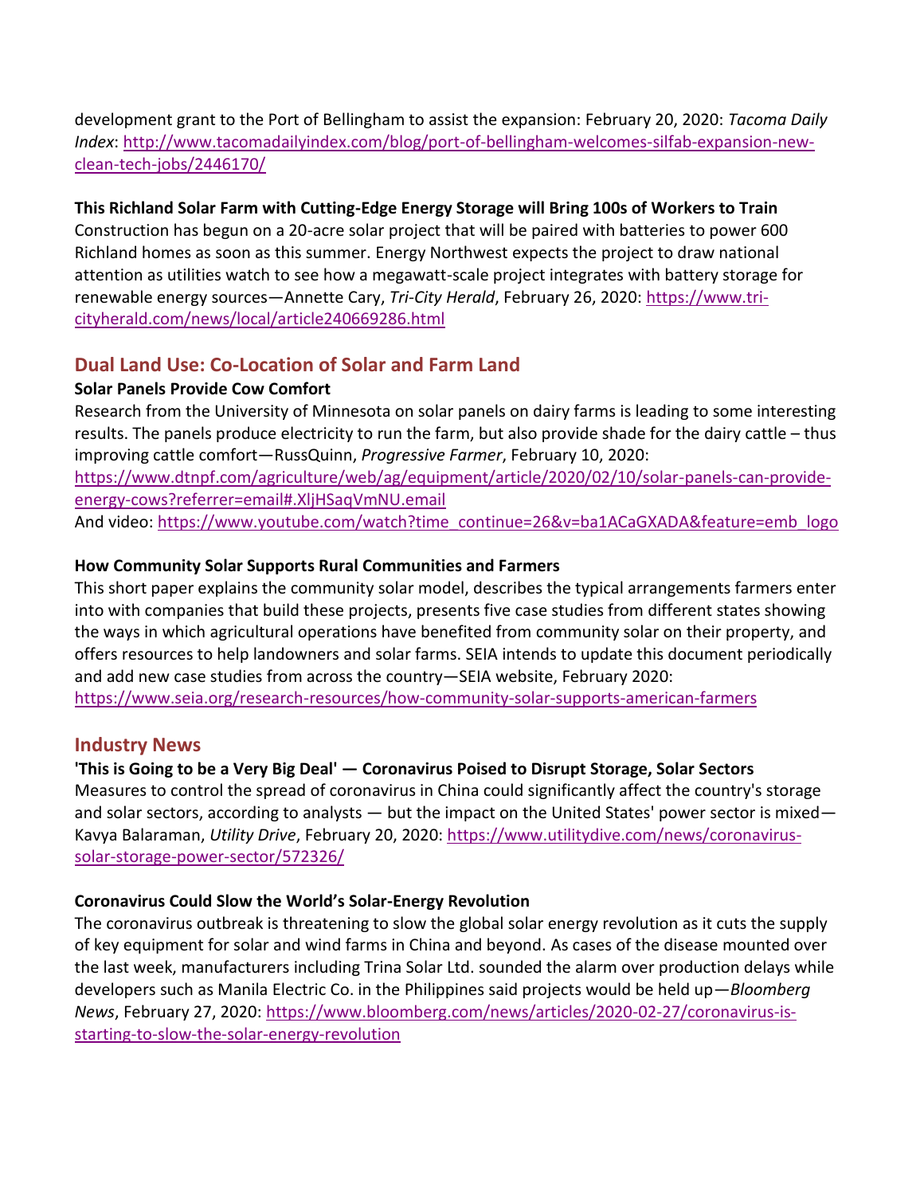development grant to the Port of Bellingham to assist the expansion: February 20, 2020: *Tacoma Daily Index*: [http://www.tacomadailyindex.com/blog/port-of-bellingham-welcomes-silfab-expansion-new-clean-tech-jobs/2446170/](http://www.tacomadailyindex.com/blog/port-of-bellingham-welcomes-silfab-expansion-new-clean-tech-jobs/2446170/)

**This Richland Solar Farm with Cutting-Edge Energy Storage will Bring 100s of Workers to Train**
Construction has begun on a 20-acre solar project that will be paired with batteries to power 600 Richland homes as soon as this summer. Energy Northwest expects the project to draw national attention as utilities watch to see how a megawatt-scale project integrates with battery storage for renewable energy sources—Annette Cary, *Tri-City Herald*, February 26, 2020: [https://www.tri-cityherald.com/news/local/article240669286.html](https://www.tri-cityherald.com/news/local/article240669286.html)

## Dual Land Use: Co-Location of Solar and Farm Land

**Solar Panels Provide Cow Comfort**
Research from the University of Minnesota on solar panels on dairy farms is leading to some interesting results. The panels produce electricity to run the farm, but also provide shade for the dairy cattle – thus improving cattle comfort—RussQuinn, *Progressive Farmer*, February 10, 2020:
[https://www.dtnpf.com/agriculture/web/ag/equipment/article/2020/02/10/solar-panels-can-provide-energy-cows?referrer=email#.XljHSaqVmNU.email](https://www.dtnpf.com/agriculture/web/ag/equipment/article/2020/02/10/solar-panels-can-provide-energy-cows?referrer=email#.XljHSaqVmNU.email)
And video: [https://www.youtube.com/watch?time_continue=26&v=ba1ACaGXADA&feature=emb_logo](https://www.youtube.com/watch?time_continue=26&v=ba1ACaGXADA&feature=emb_logo)

**How Community Solar Supports Rural Communities and Farmers**
This short paper explains the community solar model, describes the typical arrangements farmers enter into with companies that build these projects, presents five case studies from different states showing the ways in which agricultural operations have benefited from community solar on their property, and offers resources to help landowners and solar farms. SEIA intends to update this document periodically and add new case studies from across the country—SEIA website, February 2020:
[https://www.seia.org/research-resources/how-community-solar-supports-american-farmers](https://www.seia.org/research-resources/how-community-solar-supports-american-farmers)

## Industry News

**'This is Going to be a Very Big Deal' — Coronavirus Poised to Disrupt Storage, Solar Sectors**
Measures to control the spread of coronavirus in China could significantly affect the country's storage and solar sectors, according to analysts — but the impact on the United States' power sector is mixed—Kavya Balaraman, *Utility Drive*, February 20, 2020: [https://www.utilitydive.com/news/coronavirus-solar-storage-power-sector/572326/](https://www.utilitydive.com/news/coronavirus-solar-storage-power-sector/572326/)

**Coronavirus Could Slow the World's Solar-Energy Revolution**
The coronavirus outbreak is threatening to slow the global solar energy revolution as it cuts the supply of key equipment for solar and wind farms in China and beyond. As cases of the disease mounted over the last week, manufacturers including Trina Solar Ltd. sounded the alarm over production delays while developers such as Manila Electric Co. in the Philippines said projects would be held up—*Bloomberg News*, February 27, 2020: [https://www.bloomberg.com/news/articles/2020-02-27/coronavirus-is-starting-to-slow-the-solar-energy-revolution](https://www.bloomberg.com/news/articles/2020-02-27/coronavirus-is-starting-to-slow-the-solar-energy-revolution)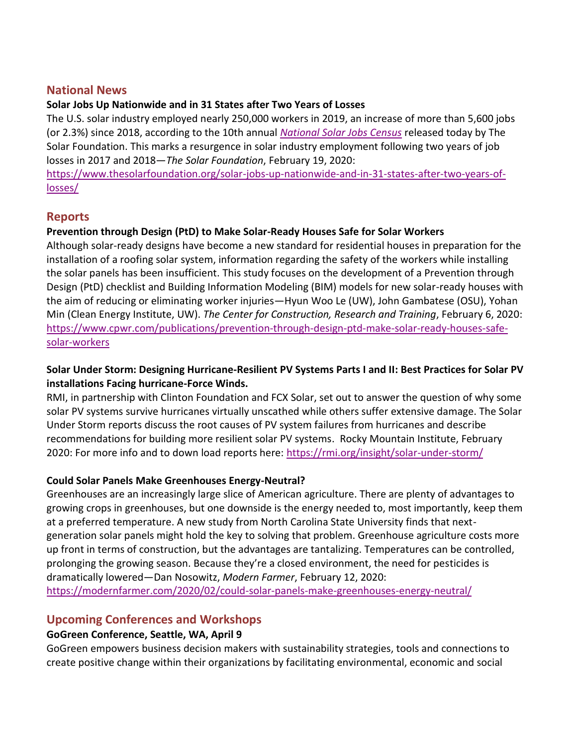## National News

**Solar Jobs Up Nationwide and in 31 States after Two Years of Losses**

The U.S. solar industry employed nearly 250,000 workers in 2019, an increase of more than 5,600 jobs (or 2.3%) since 2018, according to the 10th annual *National Solar Jobs Census* released today by The Solar Foundation. This marks a resurgence in solar industry employment following two years of job losses in 2017 and 2018—*The Solar Foundation*, February 19, 2020: https://www.thesolarfoundation.org/solar-jobs-up-nationwide-and-in-31-states-after-two-years-of-losses/

## Reports

**Prevention through Design (PtD) to Make Solar-Ready Houses Safe for Solar Workers**

Although solar-ready designs have become a new standard for residential houses in preparation for the installation of a roofing solar system, information regarding the safety of the workers while installing the solar panels has been insufficient. This study focuses on the development of a Prevention through Design (PtD) checklist and Building Information Modeling (BIM) models for new solar-ready houses with the aim of reducing or eliminating worker injuries—Hyun Woo Le (UW), John Gambatese (OSU), Yohan Min (Clean Energy Institute, UW). *The Center for Construction, Research and Training*, February 6, 2020: https://www.cpwr.com/publications/prevention-through-design-ptd-make-solar-ready-houses-safe-solar-workers

**Solar Under Storm: Designing Hurricane-Resilient PV Systems Parts I and II: Best Practices for Solar PV installations Facing hurricane-Force Winds.**

RMI, in partnership with Clinton Foundation and FCX Solar, set out to answer the question of why some solar PV systems survive hurricanes virtually unscathed while others suffer extensive damage. The Solar Under Storm reports discuss the root causes of PV system failures from hurricanes and describe recommendations for building more resilient solar PV systems. Rocky Mountain Institute, February 2020: For more info and to down load reports here: https://rmi.org/insight/solar-under-storm/

**Could Solar Panels Make Greenhouses Energy-Neutral?**

Greenhouses are an increasingly large slice of American agriculture. There are plenty of advantages to growing crops in greenhouses, but one downside is the energy needed to, most importantly, keep them at a preferred temperature. A new study from North Carolina State University finds that next-generation solar panels might hold the key to solving that problem. Greenhouse agriculture costs more up front in terms of construction, but the advantages are tantalizing. Temperatures can be controlled, prolonging the growing season. Because they're a closed environment, the need for pesticides is dramatically lowered—Dan Nosowitz, *Modern Farmer*, February 12, 2020: https://modernfarmer.com/2020/02/could-solar-panels-make-greenhouses-energy-neutral/

## Upcoming Conferences and Workshops

**GoGreen Conference, Seattle, WA, April 9**

GoGreen empowers business decision makers with sustainability strategies, tools and connections to create positive change within their organizations by facilitating environmental, economic and social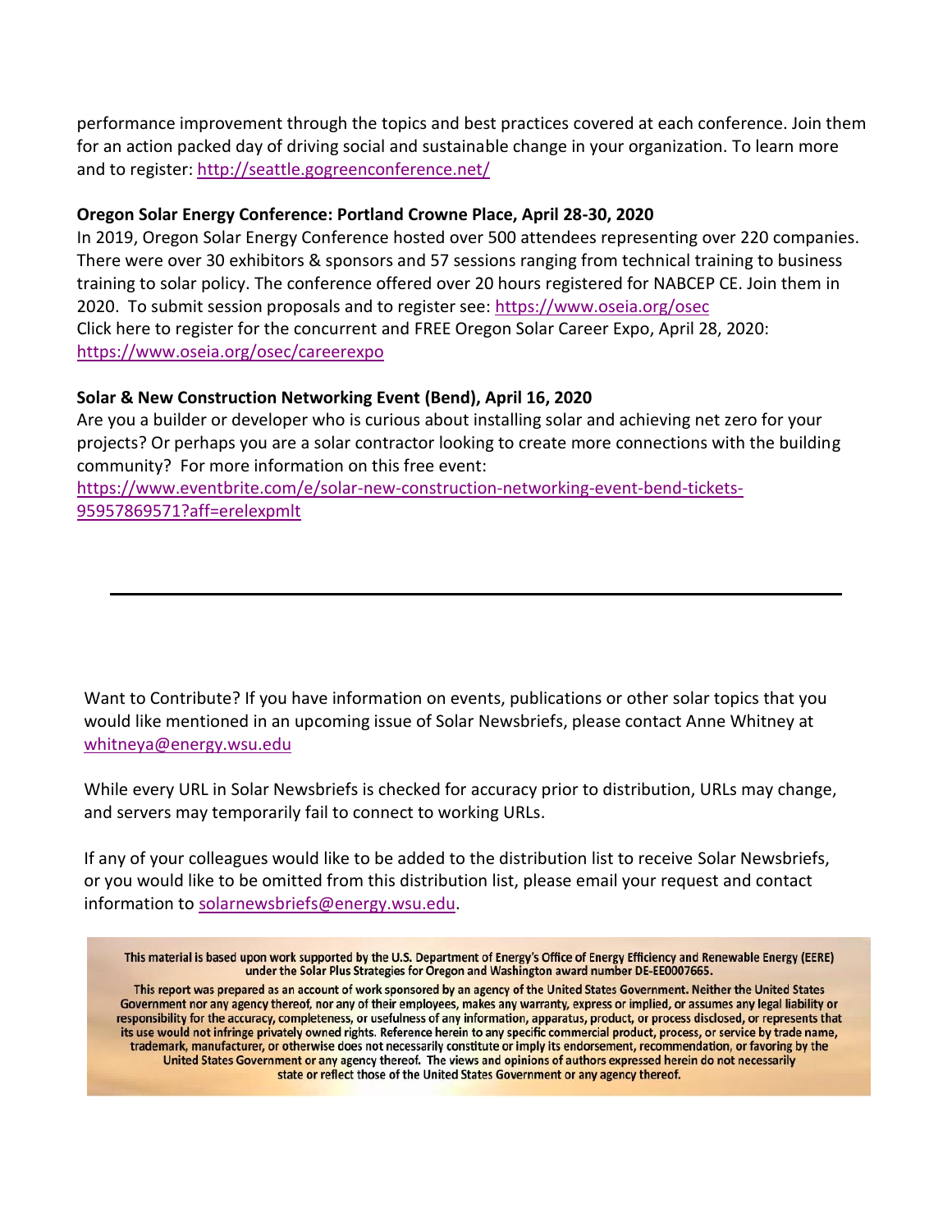performance improvement through the topics and best practices covered at each conference. Join them for an action packed day of driving social and sustainable change in your organization. To learn more and to register: http://seattle.gogreenconference.net/

**Oregon Solar Energy Conference: Portland Crowne Place, April 28-30, 2020**

In 2019, Oregon Solar Energy Conference hosted over 500 attendees representing over 220 companies. There were over 30 exhibitors & sponsors and 57 sessions ranging from technical training to business training to solar policy. The conference offered over 20 hours registered for NABCEP CE. Join them in 2020. To submit session proposals and to register see: https://www.oseia.org/osec
Click here to register for the concurrent and FREE Oregon Solar Career Expo, April 28, 2020: https://www.oseia.org/osec/careerexpo

**Solar & New Construction Networking Event (Bend), April 16, 2020**

Are you a builder or developer who is curious about installing solar and achieving net zero for your projects? Or perhaps you are a solar contractor looking to create more connections with the building community? For more information on this free event:
https://www.eventbrite.com/e/solar-new-construction-networking-event-bend-tickets-95957869571?aff=erelexpmlt

---

Want to Contribute? If you have information on events, publications or other solar topics that you would like mentioned in an upcoming issue of Solar Newsbriefs, please contact Anne Whitney at whitneya@energy.wsu.edu

While every URL in Solar Newsbriefs is checked for accuracy prior to distribution, URLs may change, and servers may temporarily fail to connect to working URLs.

If any of your colleagues would like to be added to the distribution list to receive Solar Newsbriefs, or you would like to be omitted from this distribution list, please email your request and contact information to solarnewsbriefs@energy.wsu.edu.

**This material is based upon work supported by the U.S. Department of Energy's Office of Energy Efficiency and Renewable Energy (EERE) under the Solar Plus Strategies for Oregon and Washington award number DE-EE0007665.**

**This report was prepared as an account of work sponsored by an agency of the United States Government. Neither the United States Government nor any agency thereof, nor any of their employees, makes any warranty, express or implied, or assumes any legal liability or responsibility for the accuracy, completeness, or usefulness of any information, apparatus, product, or process disclosed, or represents that its use would not infringe privately owned rights. Reference herein to any specific commercial product, process, or service by trade name, trademark, manufacturer, or otherwise does not necessarily constitute or imply its endorsement, recommendation, or favoring by the United States Government or any agency thereof. The views and opinions of authors expressed herein do not necessarily state or reflect those of the United States Government or any agency thereof.**